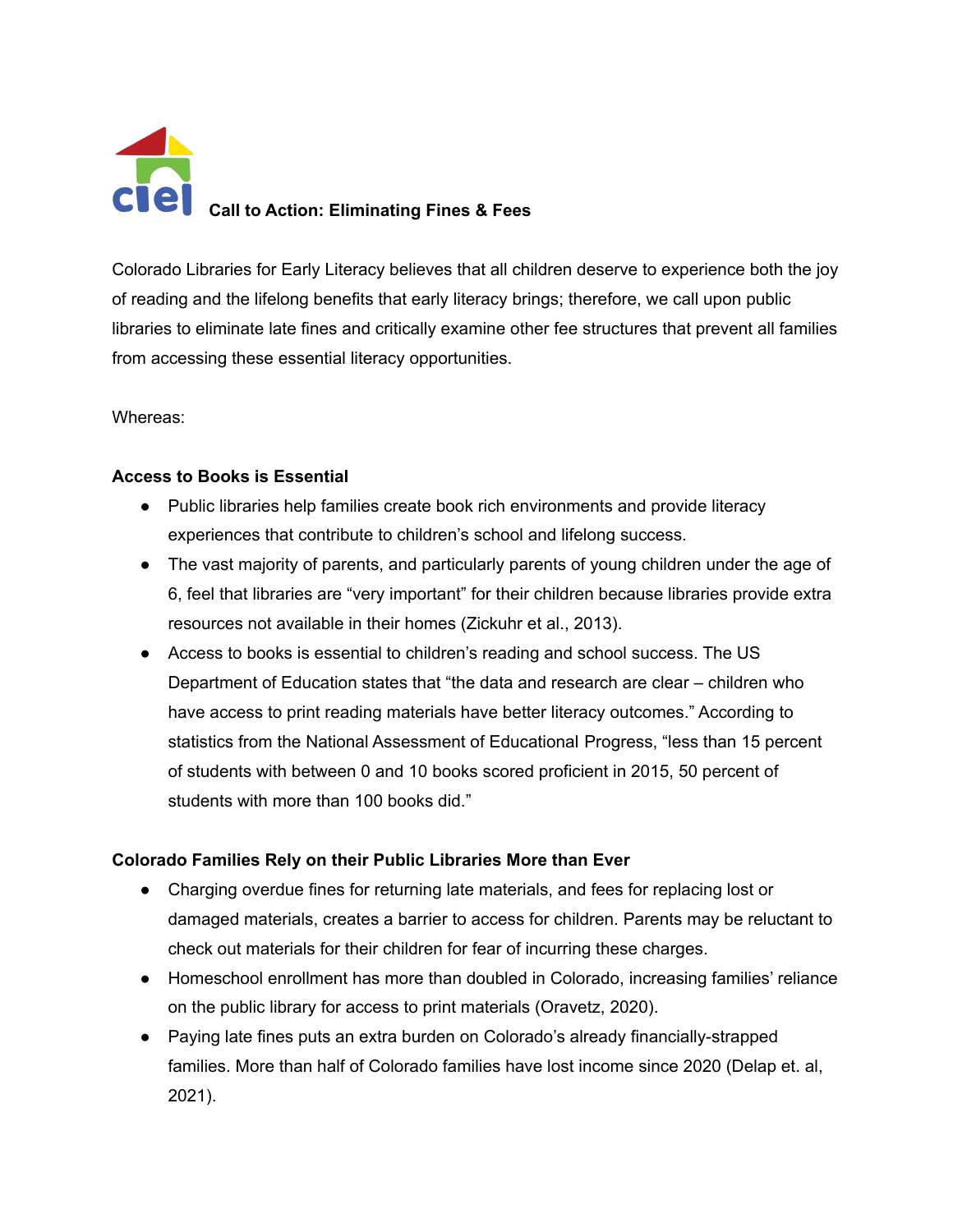# Call to Action: Eliminating Fines & Fees

Colorado Libraries for Early Literacy believes that all children deserve to experience both the joy of reading and the lifelong benefits that early literacy brings; therefore, we call upon public libraries to eliminate late fines and critically examine other fee structures that prevent all families from accessing these essential literacy opportunities.

Whereas:

## Access to Books is Essential

- Public libraries help families create book rich environments and provide literacy experiences that contribute to children's school and lifelong success.
- The vast majority of parents, and particularly parents of young children under the age of 6, feel that libraries are "very important" for their children because libraries provide extra resources not available in their homes (Zickuhr et al., 2013).
- Access to books is essential to children's reading and school success. The US Department of Education states that "the data and research are clear – children who have access to print reading materials have better literacy outcomes." According to statistics from the National Assessment of Educational Progress, "less than 15 percent of students with between 0 and 10 books scored proficient in 2015, 50 percent of students with more than 100 books did."

## Colorado Families Rely on their Public Libraries More than Ever

- Charging overdue fines for returning late materials, and fees for replacing lost or damaged materials, creates a barrier to access for children. Parents may be reluctant to check out materials for their children for fear of incurring these charges.
- Homeschool enrollment has more than doubled in Colorado, increasing families' reliance on the public library for access to print materials (Oravetz, 2020).
- Paying late fines puts an extra burden on Colorado's already financially-strapped families. More than half of Colorado families have lost income since 2020 (Delap et. al, 2021).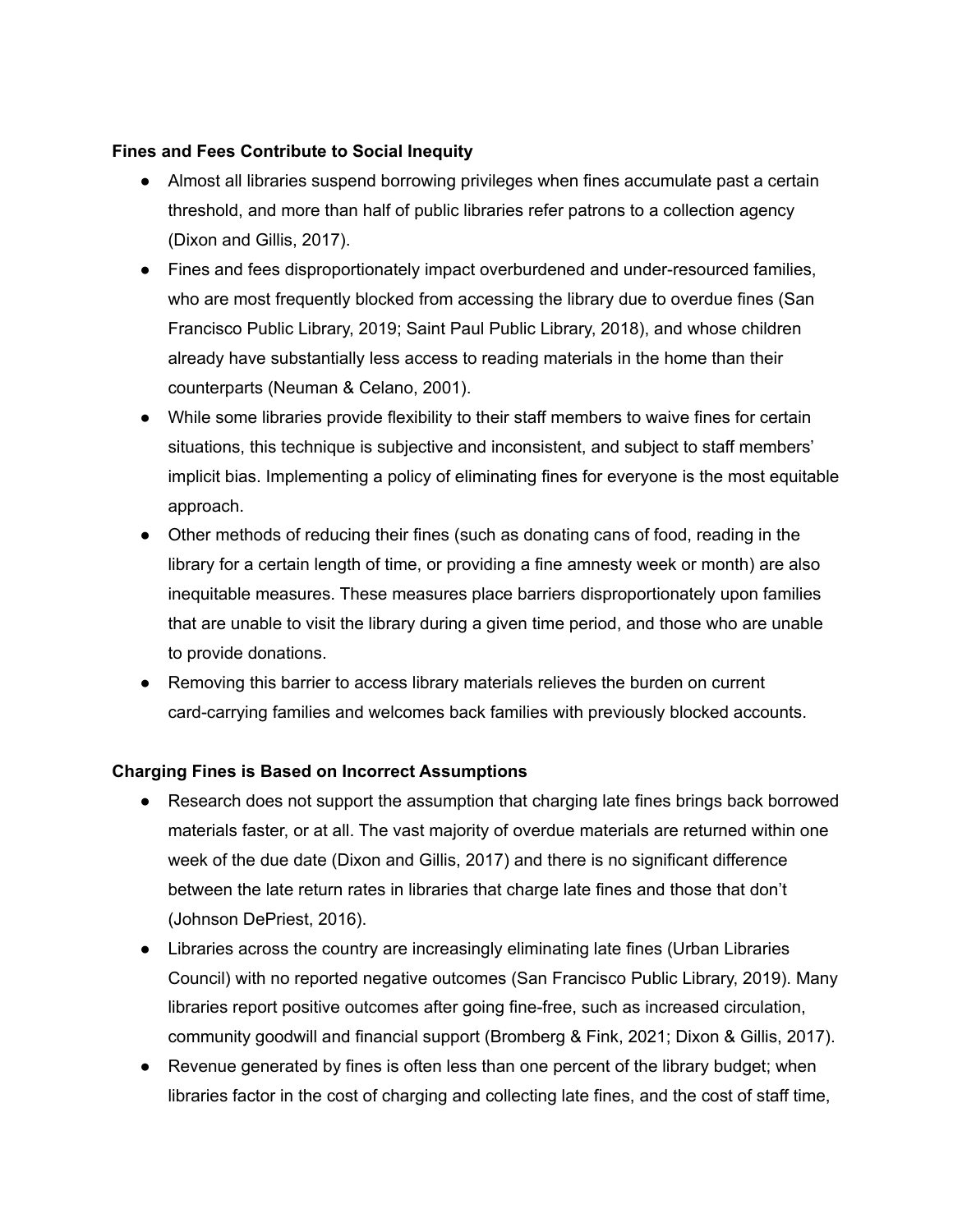**Fines and Fees Contribute to Social Inequity**

- Almost all libraries suspend borrowing privileges when fines accumulate past a certain threshold, and more than half of public libraries refer patrons to a collection agency (Dixon and Gillis, 2017).
- Fines and fees disproportionately impact overburdened and under-resourced families, who are most frequently blocked from accessing the library due to overdue fines (San Francisco Public Library, 2019; Saint Paul Public Library, 2018), and whose children already have substantially less access to reading materials in the home than their counterparts (Neuman & Celano, 2001).
- While some libraries provide flexibility to their staff members to waive fines for certain situations, this technique is subjective and inconsistent, and subject to staff members' implicit bias. Implementing a policy of eliminating fines for everyone is the most equitable approach.
- Other methods of reducing their fines (such as donating cans of food, reading in the library for a certain length of time, or providing a fine amnesty week or month) are also inequitable measures. These measures place barriers disproportionately upon families that are unable to visit the library during a given time period, and those who are unable to provide donations.
- Removing this barrier to access library materials relieves the burden on current card-carrying families and welcomes back families with previously blocked accounts.

**Charging Fines is Based on Incorrect Assumptions**

- Research does not support the assumption that charging late fines brings back borrowed materials faster, or at all. The vast majority of overdue materials are returned within one week of the due date (Dixon and Gillis, 2017) and there is no significant difference between the late return rates in libraries that charge late fines and those that don't (Johnson DePriest, 2016).
- Libraries across the country are increasingly eliminating late fines (Urban Libraries Council) with no reported negative outcomes (San Francisco Public Library, 2019). Many libraries report positive outcomes after going fine-free, such as increased circulation, community goodwill and financial support (Bromberg & Fink, 2021; Dixon & Gillis, 2017).
- Revenue generated by fines is often less than one percent of the library budget; when libraries factor in the cost of charging and collecting late fines, and the cost of staff time,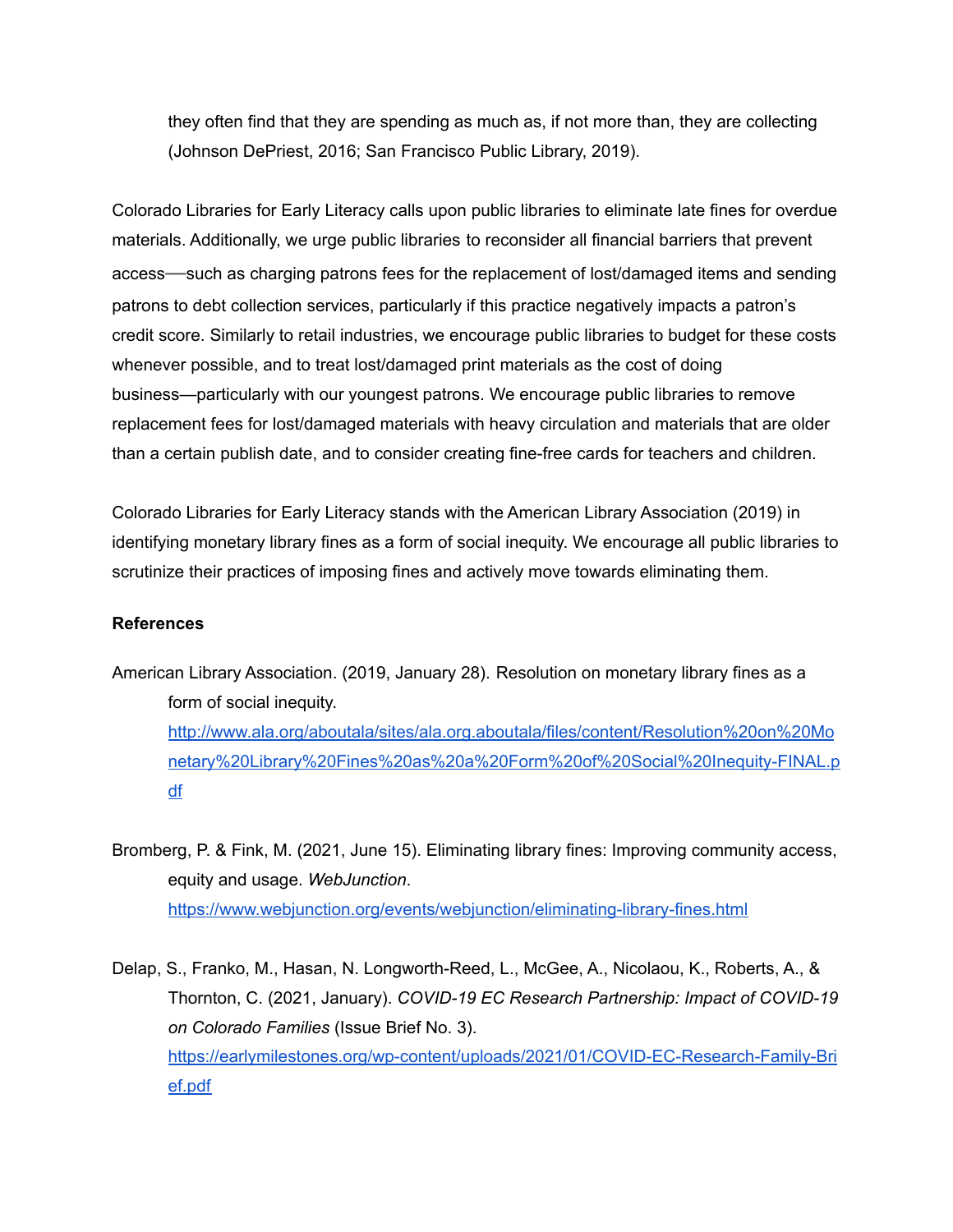they often find that they are spending as much as, if not more than, they are collecting (Johnson DePriest, 2016; San Francisco Public Library, 2019).

Colorado Libraries for Early Literacy calls upon public libraries to eliminate late fines for overdue materials. Additionally, we urge public libraries to reconsider all financial barriers that prevent access—such as charging patrons fees for the replacement of lost/damaged items and sending patrons to debt collection services, particularly if this practice negatively impacts a patron's credit score. Similarly to retail industries, we encourage public libraries to budget for these costs whenever possible, and to treat lost/damaged print materials as the cost of doing business—particularly with our youngest patrons. We encourage public libraries to remove replacement fees for lost/damaged materials with heavy circulation and materials that are older than a certain publish date, and to consider creating fine-free cards for teachers and children.

Colorado Libraries for Early Literacy stands with the American Library Association (2019) in identifying monetary library fines as a form of social inequity. We encourage all public libraries to scrutinize their practices of imposing fines and actively move towards eliminating them.

**References**

American Library Association. (2019, January 28). Resolution on monetary library fines as a form of social inequity. [http://www.ala.org/aboutala/sites/ala.org.aboutala/files/content/Resolution%20on%20Monetary%20Library%20Fines%20as%20a%20Form%20of%20Social%20Inequity-FINAL.pdf](http://www.ala.org/aboutala/sites/ala.org.aboutala/files/content/Resolution%20on%20Monetary%20Library%20Fines%20as%20a%20Form%20of%20Social%20Inequity-FINAL.pdf)

Bromberg, P. & Fink, M. (2021, June 15). Eliminating library fines: Improving community access, equity and usage. *WebJunction*. [https://www.webjunction.org/events/webjunction/eliminating-library-fines.html](https://www.webjunction.org/events/webjunction/eliminating-library-fines.html)

Delap, S., Franko, M., Hasan, N. Longworth-Reed, L., McGee, A., Nicolaou, K., Roberts, A., & Thornton, C. (2021, January). *COVID-19 EC Research Partnership: Impact of COVID-19 on Colorado Families* (Issue Brief No. 3). [https://earlymilestones.org/wp-content/uploads/2021/01/COVID-EC-Research-Family-Brief.pdf](https://earlymilestones.org/wp-content/uploads/2021/01/COVID-EC-Research-Family-Brief.pdf)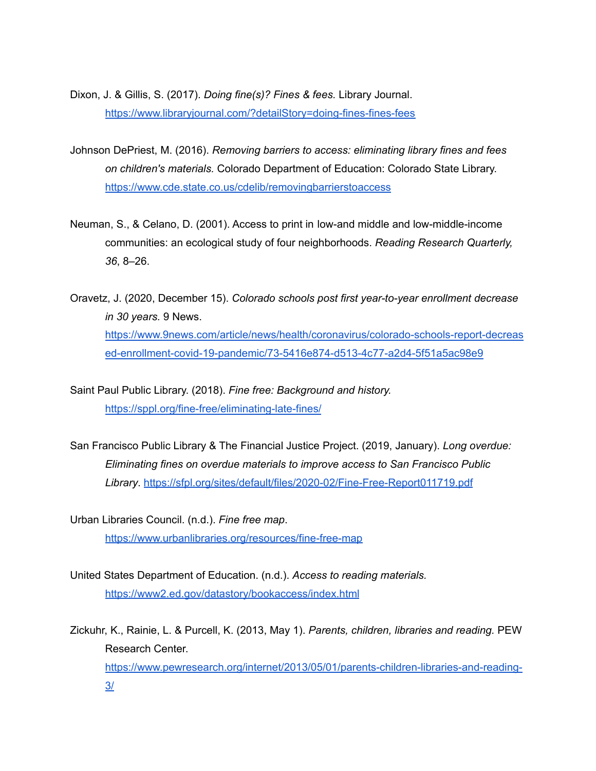Dixon, J. & Gillis, S. (2017). *Doing fine(s)? Fines & fees.* Library Journal. https://www.libraryjournal.com/?detailStory=doing-fines-fines-fees

Johnson DePriest, M. (2016). *Removing barriers to access: eliminating library fines and fees on children's materials.* Colorado Department of Education: Colorado State Library. https://www.cde.state.co.us/cdelib/removingbarrierstoaccess

Neuman, S., & Celano, D. (2001). Access to print in low-and middle and low-middle-income communities: an ecological study of four neighborhoods. *Reading Research Quarterly, 36*, 8–26.

Oravetz, J. (2020, December 15). *Colorado schools post first year-to-year enrollment decrease in 30 years.* 9 News. https://www.9news.com/article/news/health/coronavirus/colorado-schools-report-decreased-enrollment-covid-19-pandemic/73-5416e874-d513-4c77-a2d4-5f51a5ac98e9

Saint Paul Public Library. (2018). *Fine free: Background and history.* https://sppl.org/fine-free/eliminating-late-fines/

San Francisco Public Library & The Financial Justice Project. (2019, January). *Long overdue: Eliminating fines on overdue materials to improve access to San Francisco Public Library*. https://sfpl.org/sites/default/files/2020-02/Fine-Free-Report011719.pdf

Urban Libraries Council. (n.d.). *Fine free map*. https://www.urbanlibraries.org/resources/fine-free-map

United States Department of Education. (n.d.). *Access to reading materials.* https://www2.ed.gov/datastory/bookaccess/index.html

Zickuhr, K., Rainie, L. & Purcell, K. (2013, May 1). *Parents, children, libraries and reading.* PEW Research Center. https://www.pewresearch.org/internet/2013/05/01/parents-children-libraries-and-reading-3/